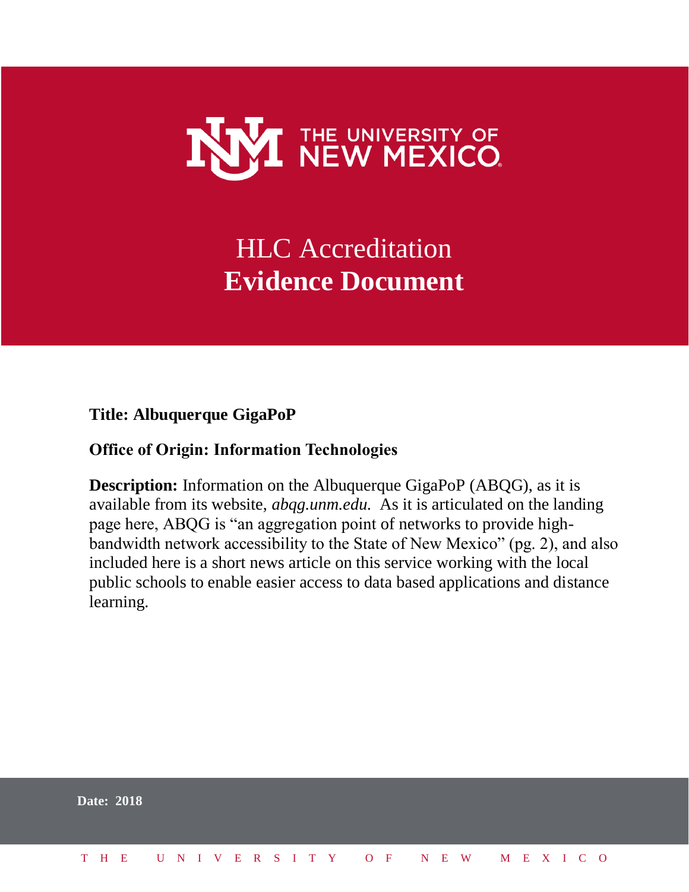THE UNIVERSITY OF NEW MEXICO

# HLC Accreditation
# **Evidence Document**

**Title: Albuquerque GigaPoP**

**Office of Origin: Information Technologies**

**Description:** Information on the Albuquerque GigaPoP (ABQG), as it is available from its website, *abqg.unm.edu.* As it is articulated on the landing page here, ABQG is "an aggregation point of networks to provide high-bandwidth network accessibility to the State of New Mexico" (pg. 2), and also included here is a short news article on this service working with the local public schools to enable easier access to data based applications and distance learning.

**Date: 2018**

THE UNIVERSITY OF NEW MEXICO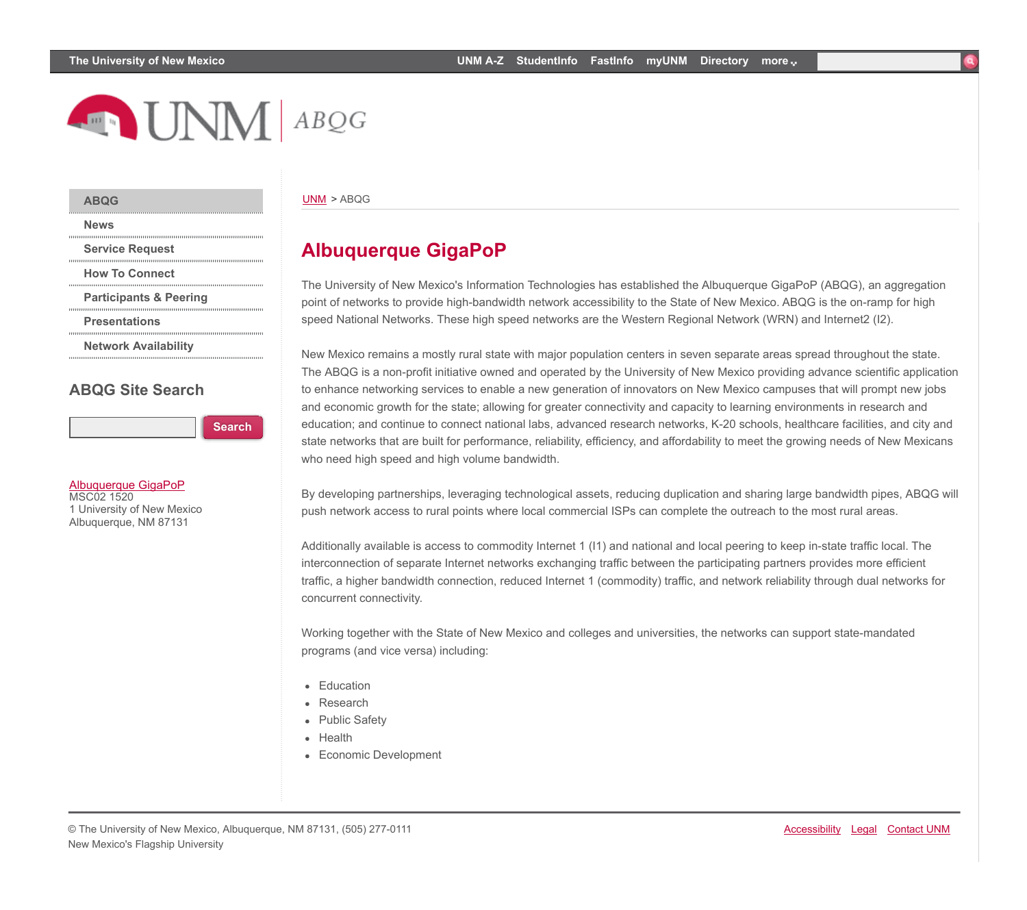The University of New Mexico | UNM A-Z | StudentInfo | FastInfo | myUNM | Directory | more

UNM | ABQG

- ABQG
- News
- Service Request
- How To Connect
- Participants & Peering
- Presentations
- Network Availability

## ABQG Site Search

Search

Albuquerque GigaPoP
MSC02 1520
1 University of New Mexico
Albuquerque, NM 87131

UNM > ABQG

# Albuquerque GigaPoP

The University of New Mexico's Information Technologies has established the Albuquerque GigaPoP (ABQG), an aggregation point of networks to provide high-bandwidth network accessibility to the State of New Mexico. ABQG is the on-ramp for high speed National Networks. These high speed networks are the Western Regional Network (WRN) and Internet2 (I2).

New Mexico remains a mostly rural state with major population centers in seven separate areas spread throughout the state. The ABQG is a non-profit initiative owned and operated by the University of New Mexico providing advance scientific application to enhance networking services to enable a new generation of innovators on New Mexico campuses that will prompt new jobs and economic growth for the state; allowing for greater connectivity and capacity to learning environments in research and education; and continue to connect national labs, advanced research networks, K-20 schools, healthcare facilities, and city and state networks that are built for performance, reliability, efficiency, and affordability to meet the growing needs of New Mexicans who need high speed and high volume bandwidth.

By developing partnerships, leveraging technological assets, reducing duplication and sharing large bandwidth pipes, ABQG will push network access to rural points where local commercial ISPs can complete the outreach to the most rural areas.

Additionally available is access to commodity Internet 1 (I1) and national and local peering to keep in-state traffic local. The interconnection of separate Internet networks exchanging traffic between the participating partners provides more efficient traffic, a higher bandwidth connection, reduced Internet 1 (commodity) traffic, and network reliability through dual networks for concurrent connectivity.

Working together with the State of New Mexico and colleges and universities, the networks can support state-mandated programs (and vice versa) including:

- Education
- Research
- Public Safety
- Health
- Economic Development

© The University of New Mexico, Albuquerque, NM 87131, (505) 277-0111
New Mexico's Flagship University

Accessibility Legal Contact UNM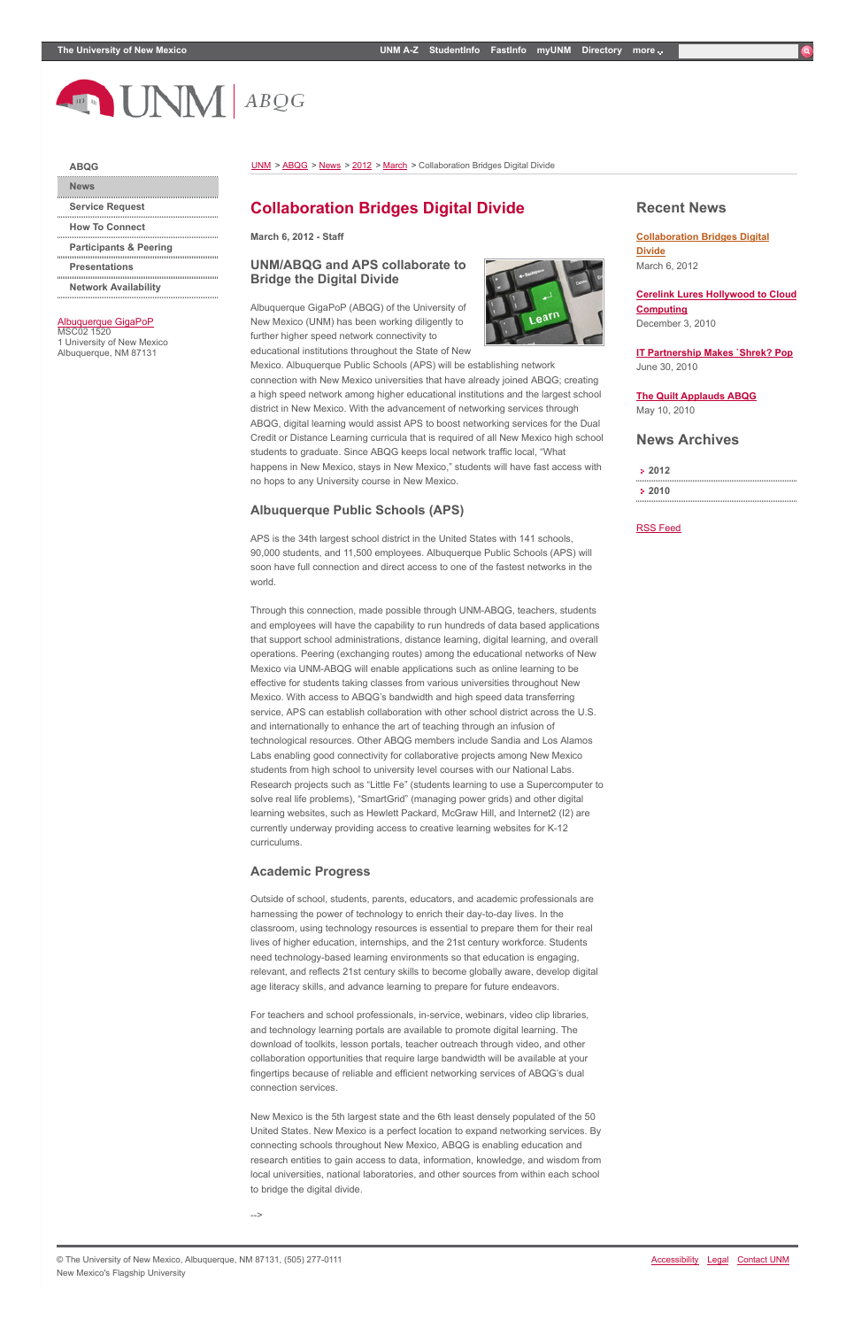The University of New Mexico | UNM A-Z | StudentInfo | FastInfo | myUNM | Directory | more

UNM | ABQG

- ABQG
- News
- Service Request
- How To Connect
- Participants & Peering
- Presentations
- Network Availability

Albuquerque GigaPoP
MSC02 1520
1 University of New Mexico
Albuquerque, NM 87131

UNM > ABQG > News > 2012 > March > Collaboration Bridges Digital Divide

# Collaboration Bridges Digital Divide

March 6, 2012 - Staff

### UNM/ABQG and APS collaborate to Bridge the Digital Divide

Albuquerque GigaPoP (ABQG) of the University of New Mexico (UNM) has been working diligently to further higher speed network connectivity to educational institutions throughout the State of New Mexico. Albuquerque Public Schools (APS) will be establishing network connection with New Mexico universities that have already joined ABQG; creating a high speed network among higher educational institutions and the largest school district in New Mexico. With the advancement of networking services through ABQG, digital learning would assist APS to boost networking services for the Dual Credit or Distance Learning curricula that is required of all New Mexico high school students to graduate. Since ABQG keeps local network traffic local, "What happens in New Mexico, stays in New Mexico," students will have fast access with no hops to any University course in New Mexico.

### Albuquerque Public Schools (APS)

APS is the 34th largest school district in the United States with 141 schools, 90,000 students, and 11,500 employees. Albuquerque Public Schools (APS) will soon have full connection and direct access to one of the fastest networks in the world.

Through this connection, made possible through UNM-ABQG, teachers, students and employees will have the capability to run hundreds of data based applications that support school administrations, distance learning, digital learning, and overall operations. Peering (exchanging routes) among the educational networks of New Mexico via UNM-ABQG will enable applications such as online learning to be effective for students taking classes from various universities throughout New Mexico. With access to ABQG's bandwidth and high speed data transferring service, APS can establish collaboration with other school district across the U.S. and internationally to enhance the art of teaching through an infusion of technological resources. Other ABQG members include Sandia and Los Alamos Labs enabling good connectivity for collaborative projects among New Mexico students from high school to university level courses with our National Labs. Research projects such as "Little Fe" (students learning to use a Supercomputer to solve real life problems), "SmartGrid" (managing power grids) and other digital learning websites, such as Hewlett Packard, McGraw Hill, and Internet2 (I2) are currently underway providing access to creative learning websites for K-12 curriculums.

### Academic Progress

Outside of school, students, parents, educators, and academic professionals are harnessing the power of technology to enrich their day-to-day lives. In the classroom, using technology resources is essential to prepare them for their real lives of higher education, internships, and the 21st century workforce. Students need technology-based learning environments so that education is engaging, relevant, and reflects 21st century skills to become globally aware, develop digital age literacy skills, and advance learning to prepare for future endeavors.

For teachers and school professionals, in-service, webinars, video clip libraries, and technology learning portals are available to promote digital learning. The download of toolkits, lesson portals, teacher outreach through video, and other collaboration opportunities that require large bandwidth will be available at your fingertips because of reliable and efficient networking services of ABQG's dual connection services.

New Mexico is the 5th largest state and the 6th least densely populated of the 50 United States. New Mexico is a perfect location to expand networking services. By connecting schools throughout New Mexico, ABQG is enabling education and research entities to gain access to data, information, knowledge, and wisdom from local universities, national laboratories, and other sources from within each school to bridge the digital divide.

-->

## Recent News

Collaboration Bridges Digital Divide
March 6, 2012

Cerelink Lures Hollywood to Cloud Computing
December 3, 2010

IT Partnership Makes `Shrek? Pop
June 30, 2010

The Quilt Applauds ABQG
May 10, 2010

## News Archives

- 2012
- 2010

RSS Feed

© The University of New Mexico, Albuquerque, NM 87131, (505) 277-0111
New Mexico's Flagship University

Accessibility | Legal | Contact UNM